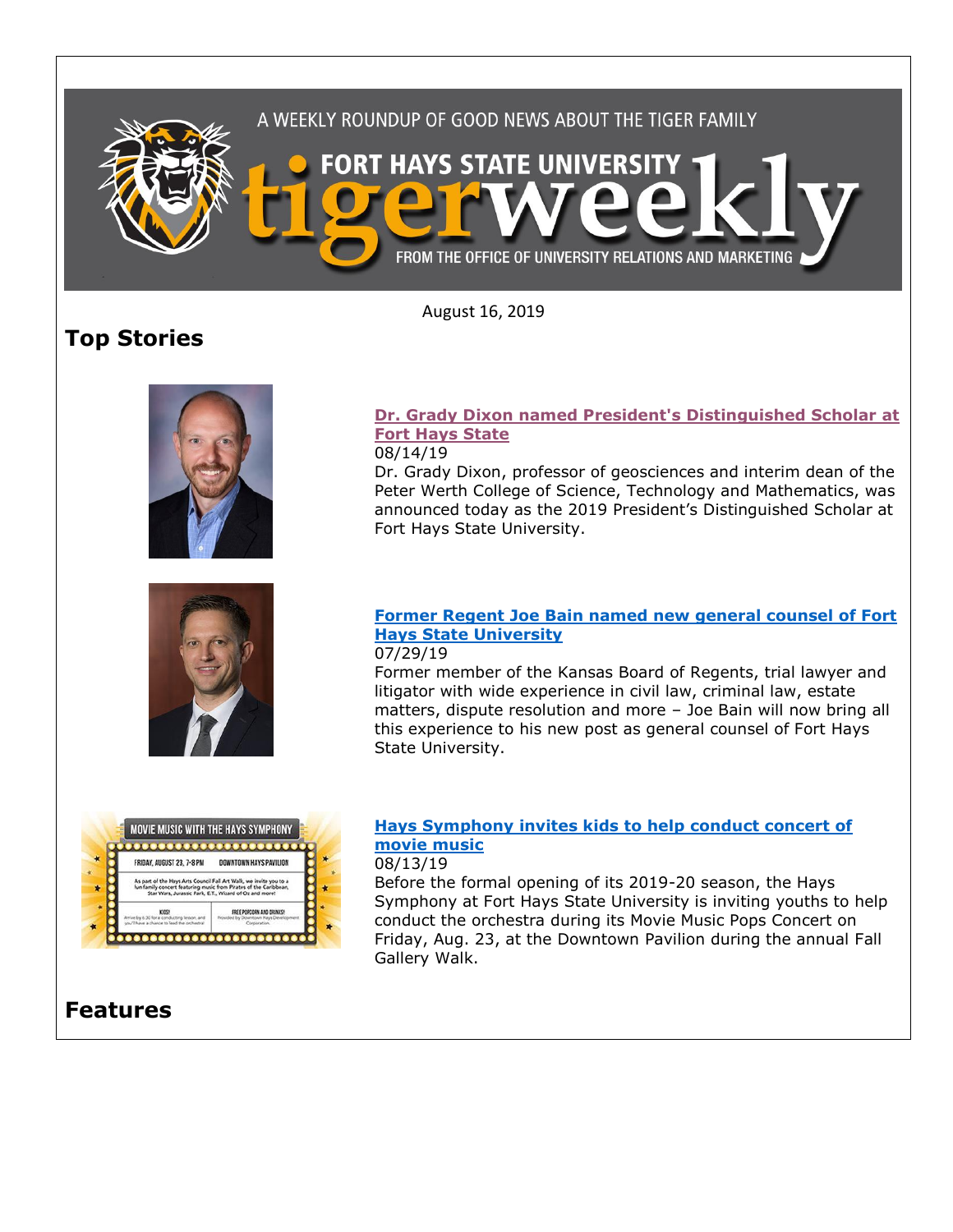A WEEKLY ROUNDUP OF GOOD NEWS ABOUT THE TIGER FAMILY

FORT HAYS STATE UNIVERSITY

# tigerweekly

FROM THE OFFICE OF UNIVERSITY RELATIONS AND MARKETING

August 16, 2019

## Top Stories

### Dr. Grady Dixon named President's Distinguished Scholar at Fort Hays State

08/14/19

Dr. Grady Dixon, professor of geosciences and interim dean of the Peter Werth College of Science, Technology and Mathematics, was announced today as the 2019 President's Distinguished Scholar at Fort Hays State University.

### Former Regent Joe Bain named new general counsel of Fort Hays State University

07/29/19

Former member of the Kansas Board of Regents, trial lawyer and litigator with wide experience in civil law, criminal law, estate matters, dispute resolution and more – Joe Bain will now bring all this experience to his new post as general counsel of Fort Hays State University.

### Hays Symphony invites kids to help conduct concert of movie music

08/13/19

Before the formal opening of its 2019-20 season, the Hays Symphony at Fort Hays State University is inviting youths to help conduct the orchestra during its Movie Music Pops Concert on Friday, Aug. 23, at the Downtown Pavilion during the annual Fall Gallery Walk.

## Features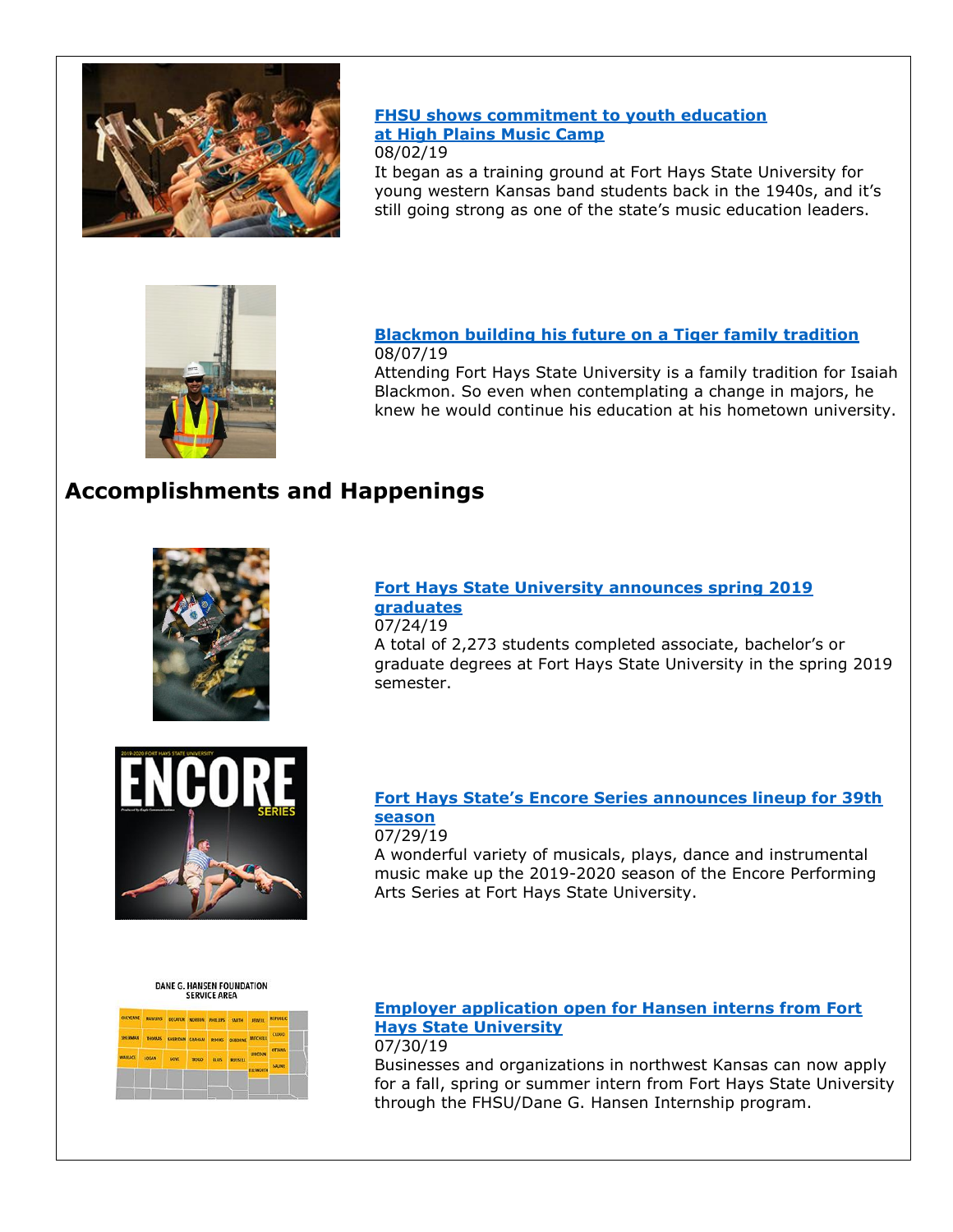**FHSU shows commitment to youth education at High Plains Music Camp**
08/02/19
It began as a training ground at Fort Hays State University for young western Kansas band students back in the 1940s, and it's still going strong as one of the state's music education leaders.

**Blackmon building his future on a Tiger family tradition**
08/07/19
Attending Fort Hays State University is a family tradition for Isaiah Blackmon. So even when contemplating a change in majors, he knew he would continue his education at his hometown university.

## Accomplishments and Happenings

**Fort Hays State University announces spring 2019 graduates**
07/24/19
A total of 2,273 students completed associate, bachelor's or graduate degrees at Fort Hays State University in the spring 2019 semester.

**Fort Hays State's Encore Series announces lineup for 39th season**
07/29/19
A wonderful variety of musicals, plays, dance and instrumental music make up the 2019-2020 season of the Encore Performing Arts Series at Fort Hays State University.

**Employer application open for Hansen interns from Fort Hays State University**
07/30/19
Businesses and organizations in northwest Kansas can now apply for a fall, spring or summer intern from Fort Hays State University through the FHSU/Dane G. Hansen Internship program.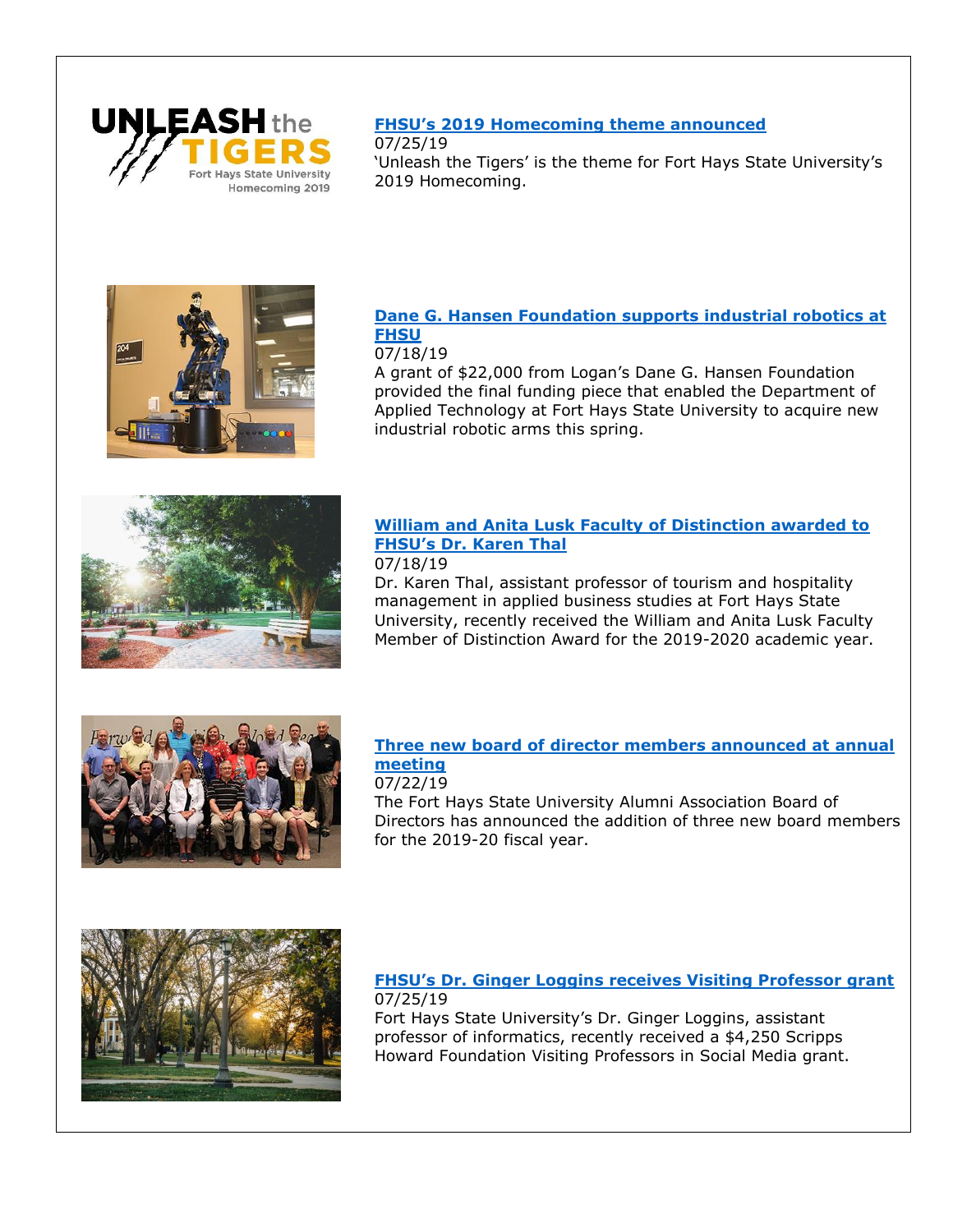### [FHSU's 2019 Homecoming theme announced]

07/25/19

'Unleash the Tigers' is the theme for Fort Hays State University's 2019 Homecoming.

### [Dane G. Hansen Foundation supports industrial robotics at FHSU]

07/18/19

A grant of $22,000 from Logan's Dane G. Hansen Foundation provided the final funding piece that enabled the Department of Applied Technology at Fort Hays State University to acquire new industrial robotic arms this spring.

### [William and Anita Lusk Faculty of Distinction awarded to FHSU's Dr. Karen Thal]

07/18/19

Dr. Karen Thal, assistant professor of tourism and hospitality management in applied business studies at Fort Hays State University, recently received the William and Anita Lusk Faculty Member of Distinction Award for the 2019-2020 academic year.

### [Three new board of director members announced at annual meeting]

07/22/19

The Fort Hays State University Alumni Association Board of Directors has announced the addition of three new board members for the 2019-20 fiscal year.

### [FHSU's Dr. Ginger Loggins receives Visiting Professor grant]

07/25/19

Fort Hays State University's Dr. Ginger Loggins, assistant professor of informatics, recently received a $4,250 Scripps Howard Foundation Visiting Professors in Social Media grant.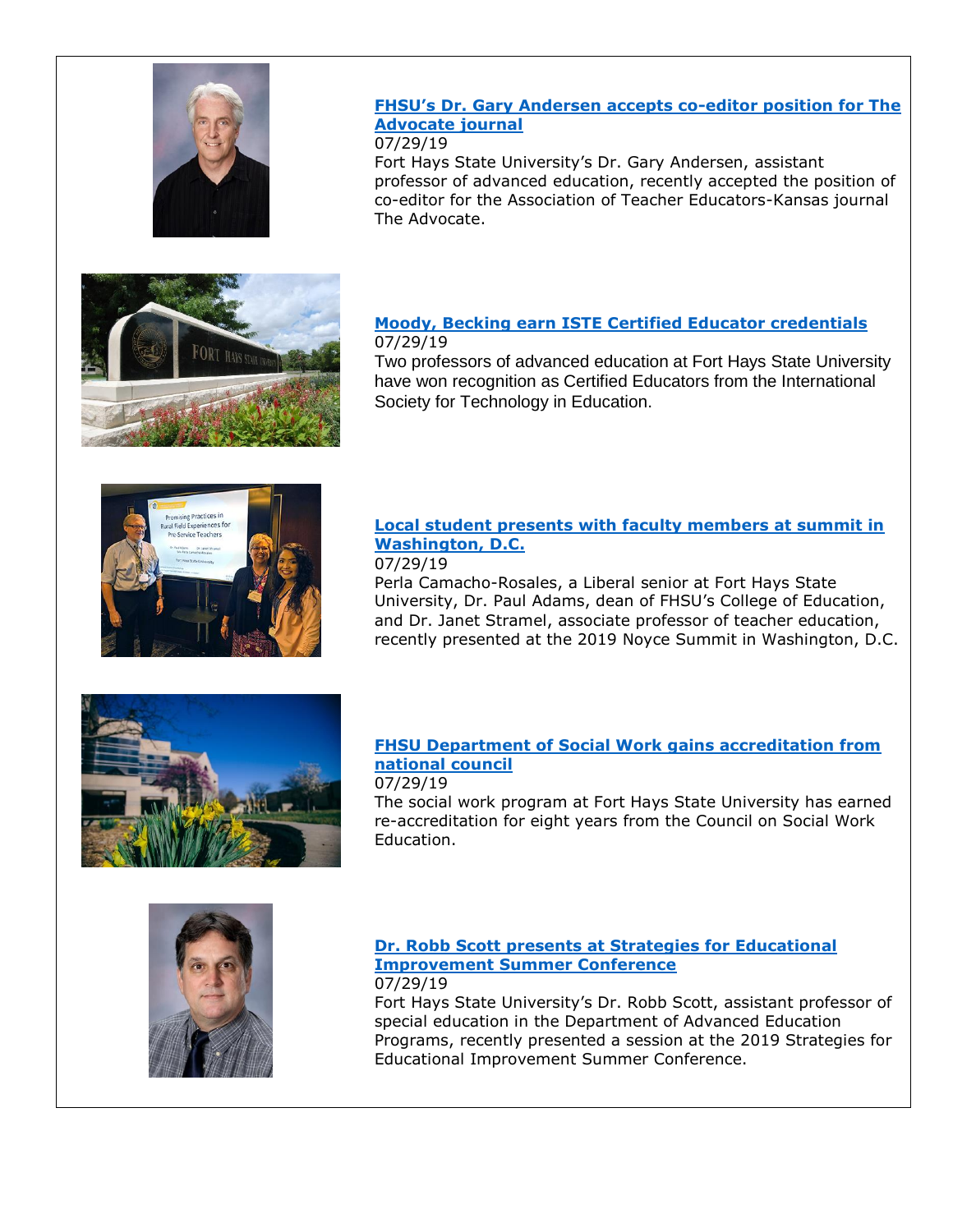### [FHSU's Dr. Gary Andersen accepts co-editor position for The Advocate journal]

07/29/19

Fort Hays State University's Dr. Gary Andersen, assistant professor of advanced education, recently accepted the position of co-editor for the Association of Teacher Educators-Kansas journal The Advocate.

### [Moody, Becking earn ISTE Certified Educator credentials]

07/29/19

Two professors of advanced education at Fort Hays State University have won recognition as Certified Educators from the International Society for Technology in Education.

### [Local student presents with faculty members at summit in Washington, D.C.]

07/29/19

Perla Camacho-Rosales, a Liberal senior at Fort Hays State University, Dr. Paul Adams, dean of FHSU's College of Education, and Dr. Janet Stramel, associate professor of teacher education, recently presented at the 2019 Noyce Summit in Washington, D.C.

### [FHSU Department of Social Work gains accreditation from national council]

07/29/19

The social work program at Fort Hays State University has earned re-accreditation for eight years from the Council on Social Work Education.

### [Dr. Robb Scott presents at Strategies for Educational Improvement Summer Conference]

07/29/19

Fort Hays State University's Dr. Robb Scott, assistant professor of special education in the Department of Advanced Education Programs, recently presented a session at the 2019 Strategies for Educational Improvement Summer Conference.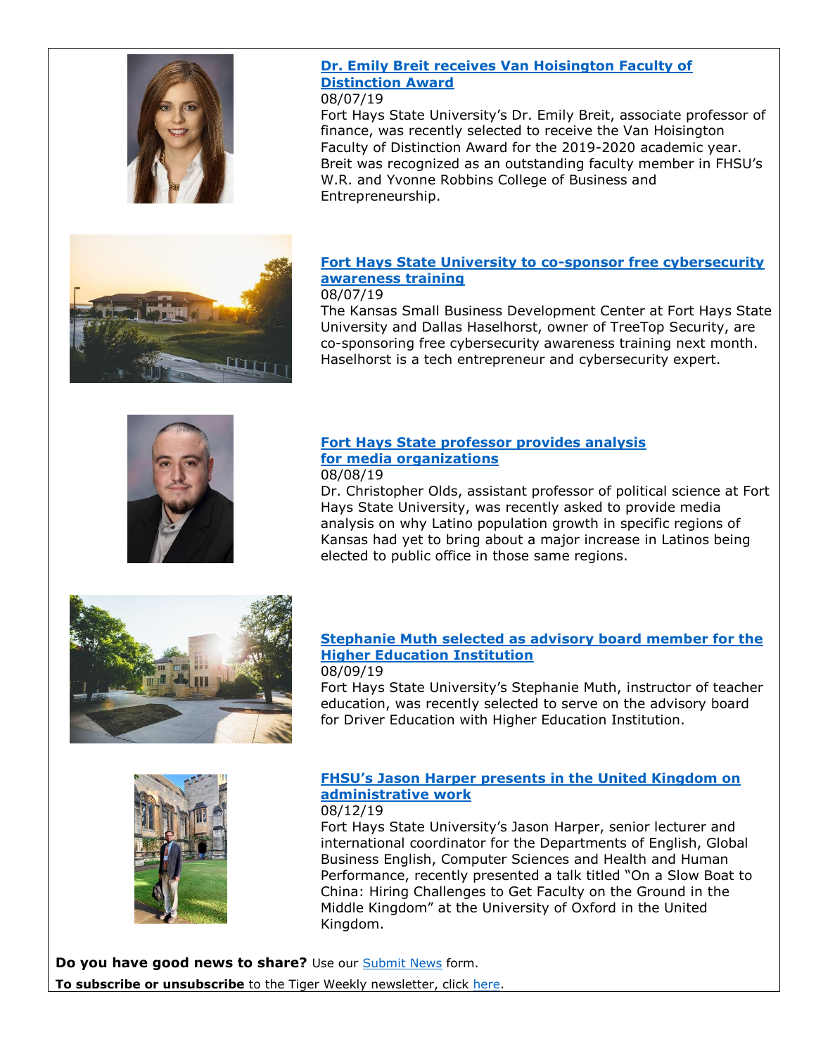### [Dr. Emily Breit receives Van Hoisington Faculty of Distinction Award]

08/07/19

Fort Hays State University's Dr. Emily Breit, associate professor of finance, was recently selected to receive the Van Hoisington Faculty of Distinction Award for the 2019-2020 academic year. Breit was recognized as an outstanding faculty member in FHSU's W.R. and Yvonne Robbins College of Business and Entrepreneurship.

### [Fort Hays State University to co-sponsor free cybersecurity awareness training]

08/07/19

The Kansas Small Business Development Center at Fort Hays State University and Dallas Haselhorst, owner of TreeTop Security, are co-sponsoring free cybersecurity awareness training next month. Haselhorst is a tech entrepreneur and cybersecurity expert.

### [Fort Hays State professor provides analysis for media organizations]

08/08/19

Dr. Christopher Olds, assistant professor of political science at Fort Hays State University, was recently asked to provide media analysis on why Latino population growth in specific regions of Kansas had yet to bring about a major increase in Latinos being elected to public office in those same regions.

### [Stephanie Muth selected as advisory board member for the Higher Education Institution]

08/09/19

Fort Hays State University's Stephanie Muth, instructor of teacher education, was recently selected to serve on the advisory board for Driver Education with Higher Education Institution.

### [FHSU's Jason Harper presents in the United Kingdom on administrative work]

08/12/19

Fort Hays State University's Jason Harper, senior lecturer and international coordinator for the Departments of English, Global Business English, Computer Sciences and Health and Human Performance, recently presented a talk titled "On a Slow Boat to China: Hiring Challenges to Get Faculty on the Ground in the Middle Kingdom" at the University of Oxford in the United Kingdom.

**Do you have good news to share?** Use our [Submit News] form.

**To subscribe or unsubscribe** to the Tiger Weekly newsletter, click [here].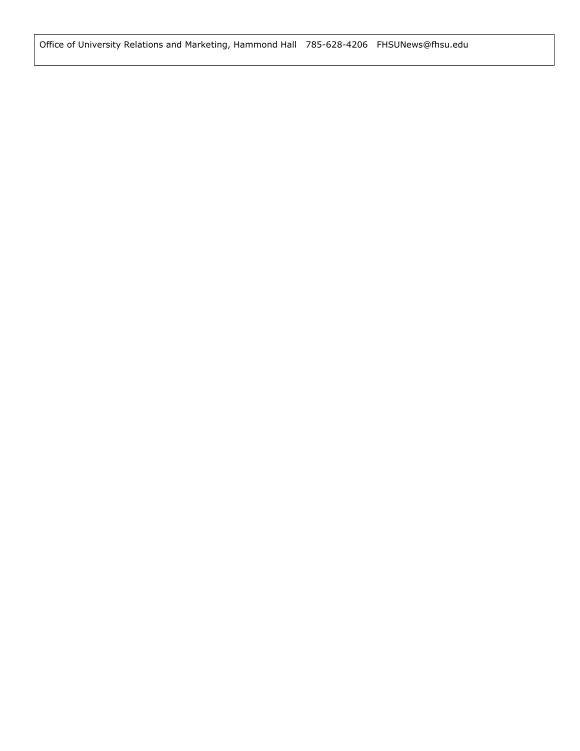Office of University Relations and Marketing, Hammond Hall 785-628-4206 FHSUNews@fhsu.edu